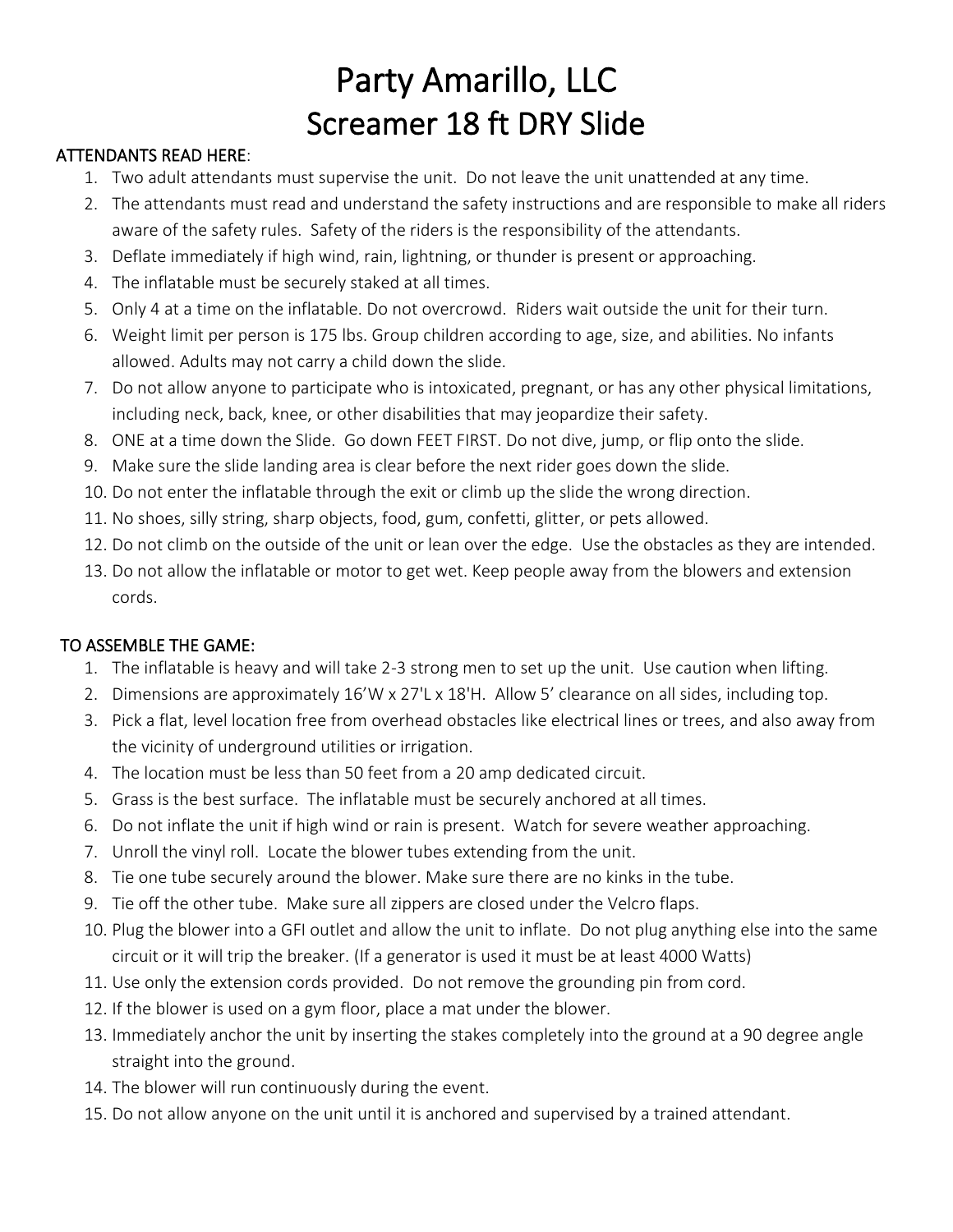# Party Amarillo, LLC
# Screamer 18 ft DRY Slide

**ATTENDANTS READ HERE**:

1. Two adult attendants must supervise the unit. Do not leave the unit unattended at any time.
2. The attendants must read and understand the safety instructions and are responsible to make all riders aware of the safety rules. Safety of the riders is the responsibility of the attendants.
3. Deflate immediately if high wind, rain, lightning, or thunder is present or approaching.
4. The inflatable must be securely staked at all times.
5. Only 4 at a time on the inflatable. Do not overcrowd. Riders wait outside the unit for their turn.
6. Weight limit per person is 175 lbs. Group children according to age, size, and abilities. No infants allowed. Adults may not carry a child down the slide.
7. Do not allow anyone to participate who is intoxicated, pregnant, or has any other physical limitations, including neck, back, knee, or other disabilities that may jeopardize their safety.
8. ONE at a time down the Slide. Go down FEET FIRST. Do not dive, jump, or flip onto the slide.
9. Make sure the slide landing area is clear before the next rider goes down the slide.
10. Do not enter the inflatable through the exit or climb up the slide the wrong direction.
11. No shoes, silly string, sharp objects, food, gum, confetti, glitter, or pets allowed.
12. Do not climb on the outside of the unit or lean over the edge. Use the obstacles as they are intended.
13. Do not allow the inflatable or motor to get wet. Keep people away from the blowers and extension cords.

**TO ASSEMBLE THE GAME:**

1. The inflatable is heavy and will take 2-3 strong men to set up the unit. Use caution when lifting.
2. Dimensions are approximately 16'W x 27'L x 18'H. Allow 5' clearance on all sides, including top.
3. Pick a flat, level location free from overhead obstacles like electrical lines or trees, and also away from the vicinity of underground utilities or irrigation.
4. The location must be less than 50 feet from a 20 amp dedicated circuit.
5. Grass is the best surface. The inflatable must be securely anchored at all times.
6. Do not inflate the unit if high wind or rain is present. Watch for severe weather approaching.
7. Unroll the vinyl roll. Locate the blower tubes extending from the unit.
8. Tie one tube securely around the blower. Make sure there are no kinks in the tube.
9. Tie off the other tube. Make sure all zippers are closed under the Velcro flaps.
10. Plug the blower into a GFI outlet and allow the unit to inflate. Do not plug anything else into the same circuit or it will trip the breaker. (If a generator is used it must be at least 4000 Watts)
11. Use only the extension cords provided. Do not remove the grounding pin from cord.
12. If the blower is used on a gym floor, place a mat under the blower.
13. Immediately anchor the unit by inserting the stakes completely into the ground at a 90 degree angle straight into the ground.
14. The blower will run continuously during the event.
15. Do not allow anyone on the unit until it is anchored and supervised by a trained attendant.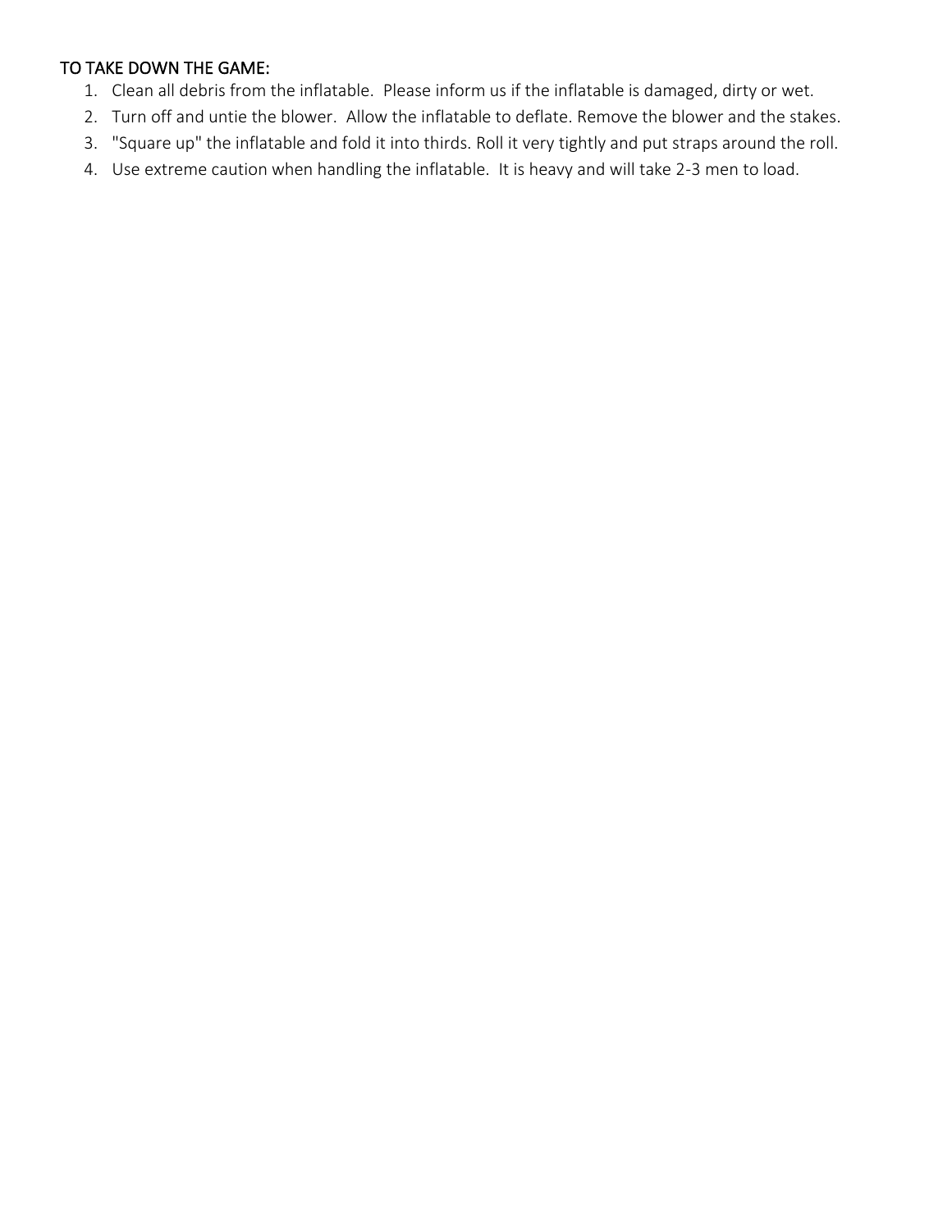TO TAKE DOWN THE GAME:

1. Clean all debris from the inflatable. Please inform us if the inflatable is damaged, dirty or wet.
2. Turn off and untie the blower. Allow the inflatable to deflate. Remove the blower and the stakes.
3. "Square up" the inflatable and fold it into thirds. Roll it very tightly and put straps around the roll.
4. Use extreme caution when handling the inflatable. It is heavy and will take 2-3 men to load.